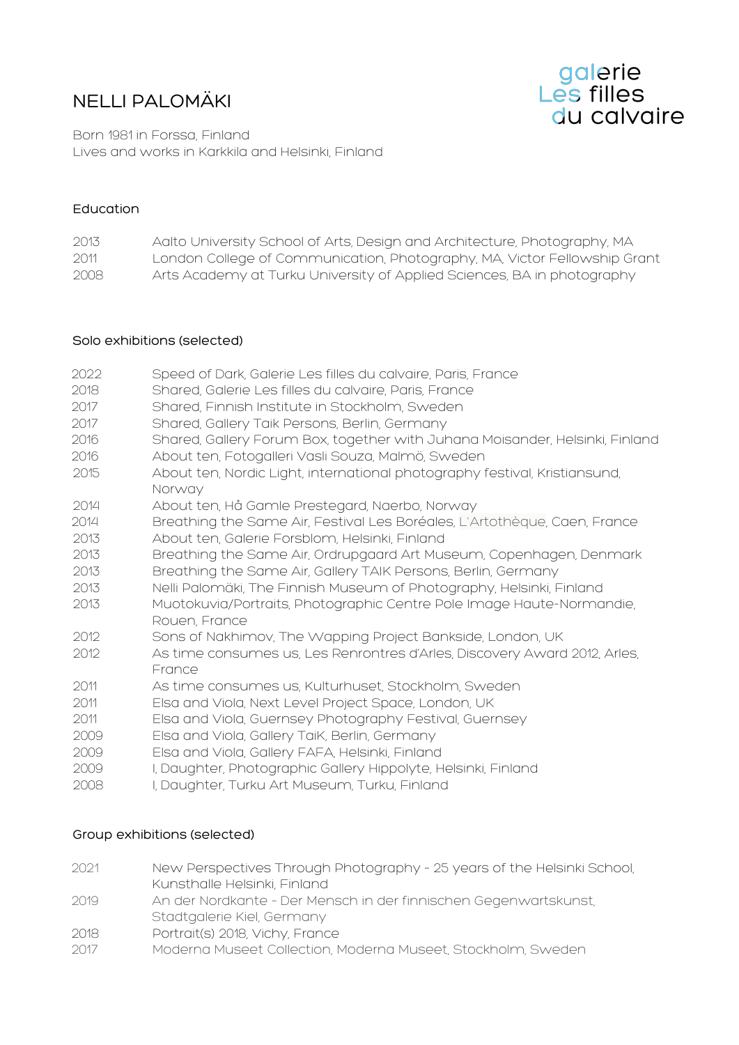# NELLI PALOMÄKI

galerie Les filles du calvaire

Born 1981 in Forssa, Finland
Lives and works in Karkkila and Helsinki, Finland

## Education

| | |
|---|---|
| 2013 | Aalto University School of Arts, Design and Architecture, Photography, MA |
| 2011 | London College of Communication, Photography, MA, Victor Fellowship Grant |
| 2008 | Arts Academy at Turku University of Applied Sciences, BA in photography |

## Solo exhibitions (selected)

| | |
|---|---|
| 2022 | Speed of Dark, Galerie Les filles du calvaire, Paris, France |
| 2018 | Shared, Galerie Les filles du calvaire, Paris, France |
| 2017 | Shared, Finnish Institute in Stockholm, Sweden |
| 2017 | Shared, Gallery Taik Persons, Berlin, Germany |
| 2016 | Shared, Gallery Forum Box, together with Juhana Moisander, Helsinki, Finland |
| 2016 | About ten, Fotogalleri Vasli Souza, Malmö, Sweden |
| 2015 | About ten, Nordic Light, international photography festival, Kristiansund, Norway |
| 2014 | About ten, Hå Gamle Prestegard, Naerbo, Norway |
| 2014 | Breathing the Same Air, Festival Les Boréales, L'Artothèque, Caen, France |
| 2013 | About ten, Galerie Forsblom, Helsinki, Finland |
| 2013 | Breathing the Same Air, Ordrupgaard Art Museum, Copenhagen, Denmark |
| 2013 | Breathing the Same Air, Gallery TAIK Persons, Berlin, Germany |
| 2013 | Nelli Palomäki, The Finnish Museum of Photography, Helsinki, Finland |
| 2013 | Muotokuvia/Portraits, Photographic Centre Pole Image Haute-Normandie, Rouen, France |
| 2012 | Sons of Nakhimov, The Wapping Project Bankside, London, UK |
| 2012 | As time consumes us, Les Renrontres d'Arles, Discovery Award 2012, Arles, France |
| 2011 | As time consumes us, Kulturhuset, Stockholm, Sweden |
| 2011 | Elsa and Viola, Next Level Project Space, London, UK |
| 2011 | Elsa and Viola, Guernsey Photography Festival, Guernsey |
| 2009 | Elsa and Viola, Gallery TaiK, Berlin, Germany |
| 2009 | Elsa and Viola, Gallery FAFA, Helsinki, Finland |
| 2009 | I, Daughter, Photographic Gallery Hippolyte, Helsinki, Finland |
| 2008 | I, Daughter, Turku Art Museum, Turku, Finland |

## Group exhibitions (selected)

| | |
|---|---|
| 2021 | New Perspectives Through Photography - 25 years of the Helsinki School, Kunsthalle Helsinki, Finland |
| 2019 | An der Nordkante - Der Mensch in der finnischen Gegenwartskunst, Stadtgalerie Kiel, Germany |
| 2018 | Portrait(s) 2018, Vichy, France |
| 2017 | Moderna Museet Collection, Moderna Museet, Stockholm, Sweden |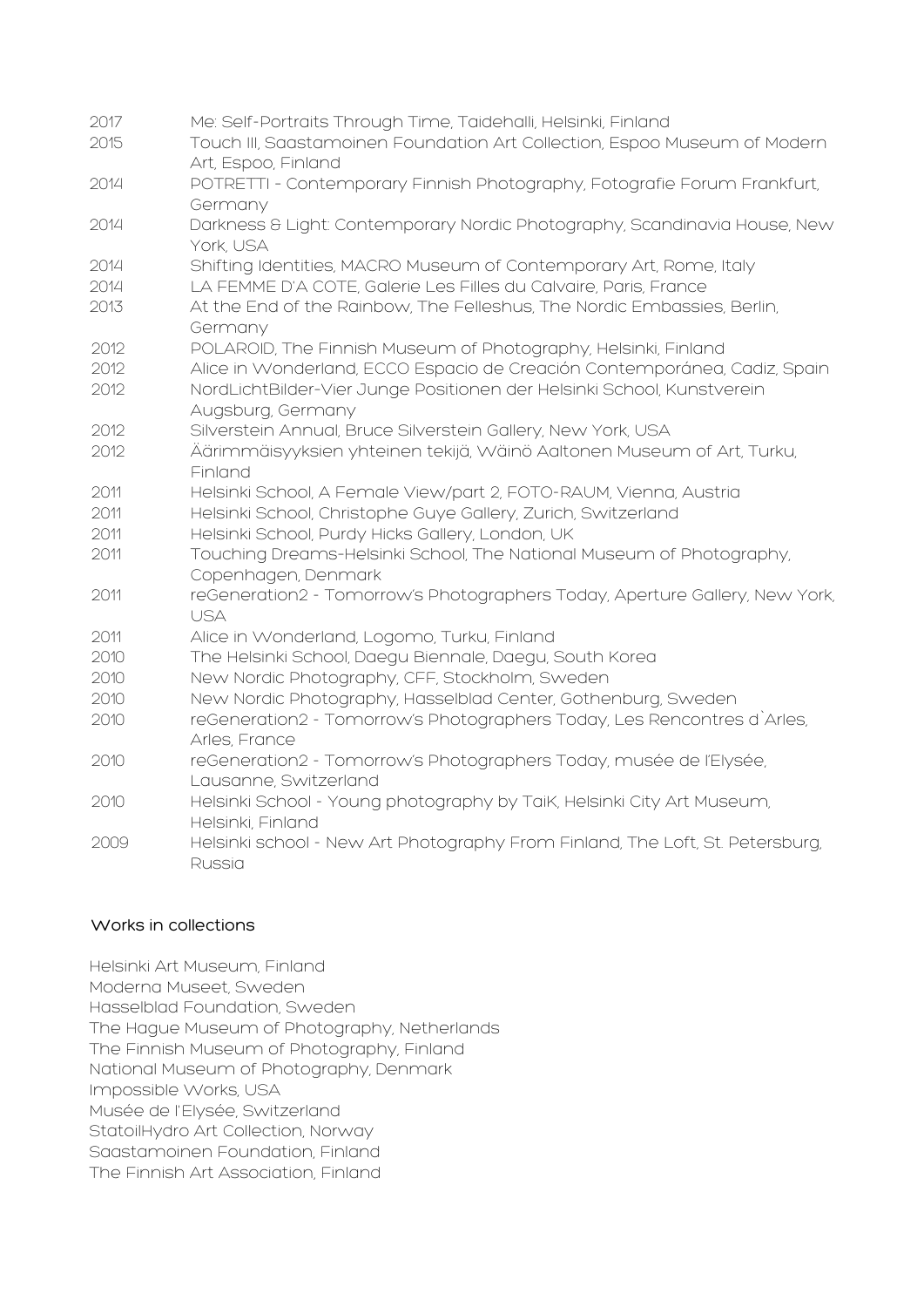2017 Me: Self-Portraits Through Time, Taidehalli, Helsinki, Finland
2015 Touch III, Saastamoinen Foundation Art Collection, Espoo Museum of Modern Art, Espoo, Finland
2014 POTRETTI - Contemporary Finnish Photography, Fotografie Forum Frankfurt, Germany
2014 Darkness & Light: Contemporary Nordic Photography, Scandinavia House, New York, USA
2014 Shifting Identities, MACRO Museum of Contemporary Art, Rome, Italy
2014 LA FEMME D'A COTE, Galerie Les Filles du Calvaire, Paris, France
2013 At the End of the Rainbow, The Felleshus, The Nordic Embassies, Berlin, Germany
2012 POLAROID, The Finnish Museum of Photography, Helsinki, Finland
2012 Alice in Wonderland, ECCO Espacio de Creación Contemporánea, Cadiz, Spain
2012 NordLichtBilder-Vier Junge Positionen der Helsinki School, Kunstverein Augsburg, Germany
2012 Silverstein Annual, Bruce Silverstein Gallery, New York, USA
2012 Äärimmäisyyksien yhteinen tekijä, Wäinö Aaltonen Museum of Art, Turku, Finland
2011 Helsinki School, A Female View/part 2, FOTO-RAUM, Vienna, Austria
2011 Helsinki School, Christophe Guye Gallery, Zurich, Switzerland
2011 Helsinki School, Purdy Hicks Gallery, London, UK
2011 Touching Dreams-Helsinki School, The National Museum of Photography, Copenhagen, Denmark
2011 reGeneration2 - Tomorrow's Photographers Today, Aperture Gallery, New York, USA
2011 Alice in Wonderland, Logomo, Turku, Finland
2010 The Helsinki School, Daegu Biennale, Daegu, South Korea
2010 New Nordic Photography, CFF, Stockholm, Sweden
2010 New Nordic Photography, Hasselblad Center, Gothenburg, Sweden
2010 reGeneration2 - Tomorrow's Photographers Today, Les Rencontres d`Arles, Arles, France
2010 reGeneration2 - Tomorrow's Photographers Today, musée de l'Elysée, Lausanne, Switzerland
2010 Helsinki School - Young photography by TaiK, Helsinki City Art Museum, Helsinki, Finland
2009 Helsinki school - New Art Photography From Finland, The Loft, St. Petersburg, Russia

## Works in collections

Helsinki Art Museum, Finland
Moderna Museet, Sweden
Hasselblad Foundation, Sweden
The Hague Museum of Photography, Netherlands
The Finnish Museum of Photography, Finland
National Museum of Photography, Denmark
Impossible Works, USA
Musée de l'Elysée, Switzerland
StatoilHydro Art Collection, Norway
Saastamoinen Foundation, Finland
The Finnish Art Association, Finland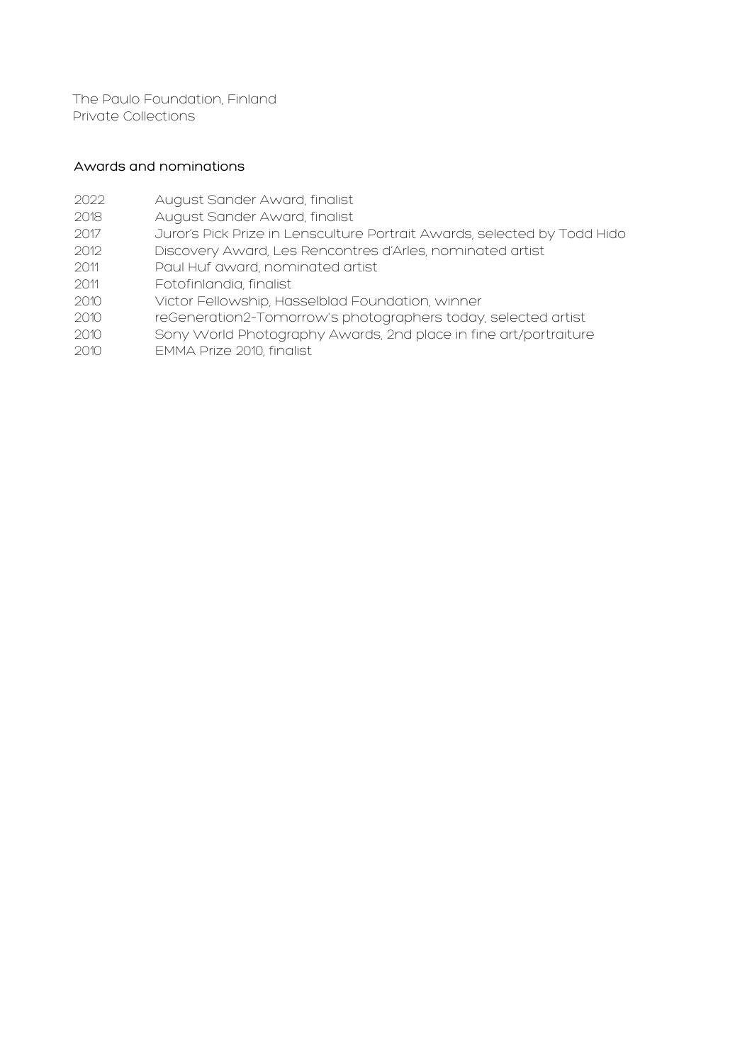The Paulo Foundation, Finland
Private Collections

## Awards and nominations

| | |
|---|---|
| 2022 | August Sander Award, finalist |
| 2018 | August Sander Award, finalist |
| 2017 | Juror's Pick Prize in Lensculture Portrait Awards, selected by Todd Hido |
| 2012 | Discovery Award, Les Rencontres d'Arles, nominated artist |
| 2011 | Paul Huf award, nominated artist |
| 2011 | Fotofinlandia, finalist |
| 2010 | Victor Fellowship, Hasselblad Foundation, winner |
| 2010 | reGeneration2-Tomorrow's photographers today, selected artist |
| 2010 | Sony World Photography Awards, 2nd place in fine art/portraiture |
| 2010 | EMMA Prize 2010, finalist |